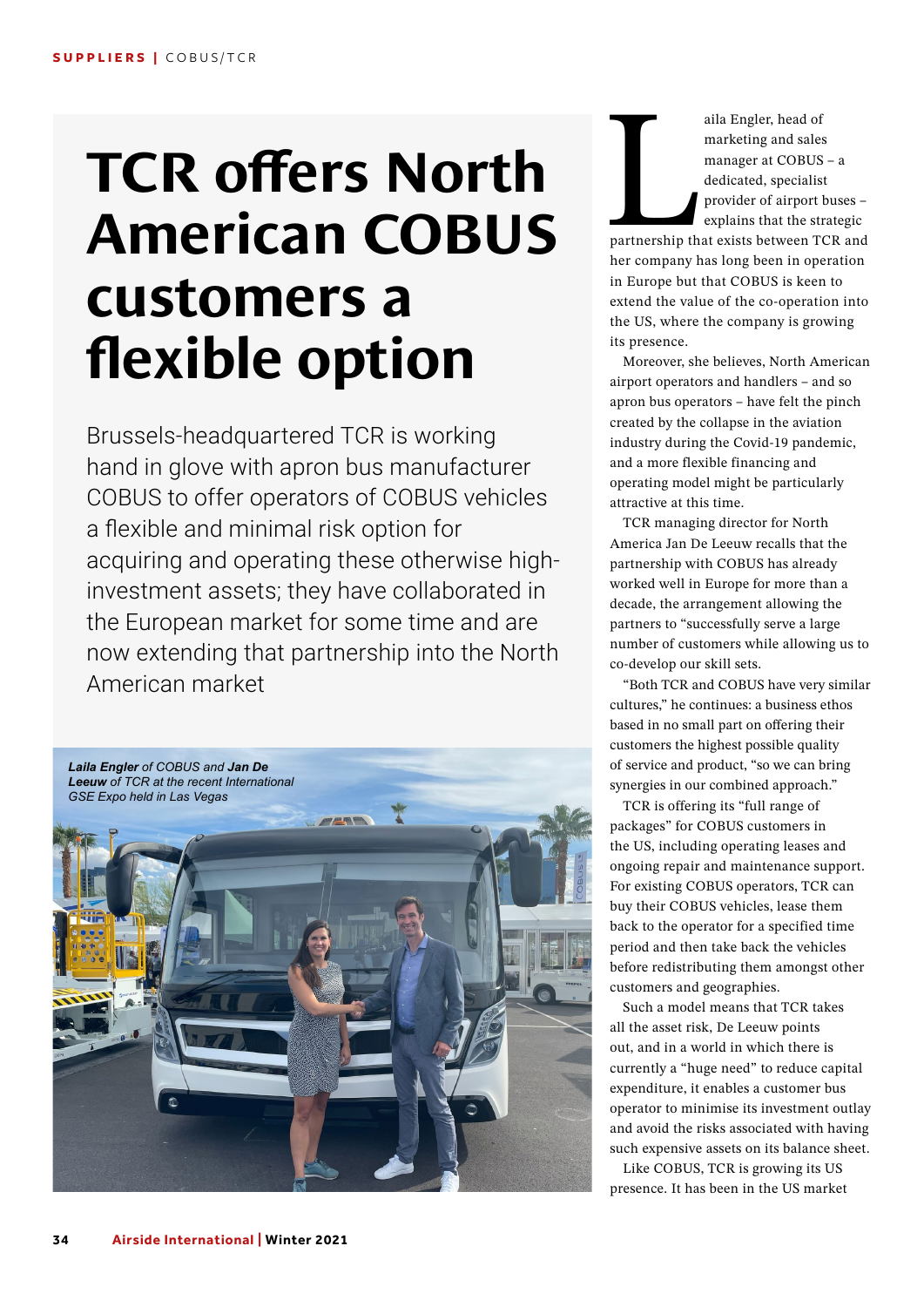# TCR offers North American COBUS customers a flexible option

Brussels-headquartered TCR is working hand in glove with apron bus manufacturer COBUS to offer operators of COBUS vehicles a flexible and minimal risk option for acquiring and operating these otherwise high-investment assets; they have collaborated in the European market for some time and are now extending that partnership into the North American market

*Laila Engler of COBUS and Jan De Leeuw of TCR at the recent International GSE Expo held in Las Vegas*

Laila Engler, head of marketing and sales manager at COBUS – a dedicated, specialist provider of airport buses – explains that the strategic partnership that exists between TCR and her company has long been in operation in Europe but that COBUS is keen to extend the value of the co-operation into the US, where the company is growing its presence.

Moreover, she believes, North American airport operators and handlers – and so apron bus operators – have felt the pinch created by the collapse in the aviation industry during the Covid-19 pandemic, and a more flexible financing and operating model might be particularly attractive at this time.

TCR managing director for North America Jan De Leeuw recalls that the partnership with COBUS has already worked well in Europe for more than a decade, the arrangement allowing the partners to "successfully serve a large number of customers while allowing us to co-develop our skill sets.

"Both TCR and COBUS have very similar cultures," he continues: a business ethos based in no small part on offering their customers the highest possible quality of service and product, "so we can bring synergies in our combined approach."

TCR is offering its "full range of packages" for COBUS customers in the US, including operating leases and ongoing repair and maintenance support. For existing COBUS operators, TCR can buy their COBUS vehicles, lease them back to the operator for a specified time period and then take back the vehicles before redistributing them amongst other customers and geographies.

Such a model means that TCR takes all the asset risk, De Leeuw points out, and in a world in which there is currently a "huge need" to reduce capital expenditure, it enables a customer bus operator to minimise its investment outlay and avoid the risks associated with having such expensive assets on its balance sheet.

Like COBUS, TCR is growing its US presence. It has been in the US market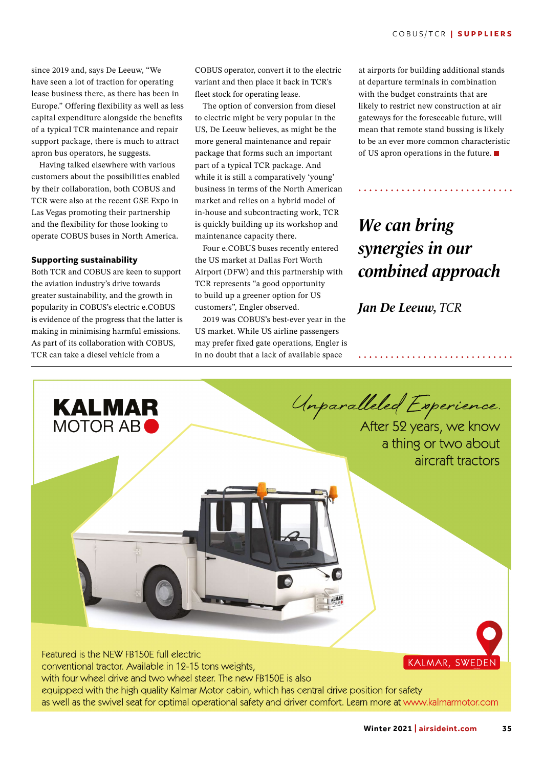since 2019 and, says De Leeuw, "We have seen a lot of traction for operating lease business there, as there has been in Europe." Offering flexibility as well as less capital expenditure alongside the benefits of a typical TCR maintenance and repair support package, there is much to attract apron bus operators, he suggests.

Having talked elsewhere with various customers about the possibilities enabled by their collaboration, both COBUS and TCR were also at the recent GSE Expo in Las Vegas promoting their partnership and the flexibility for those looking to operate COBUS buses in North America.

**Supporting sustainability**

Both TCR and COBUS are keen to support the aviation industry's drive towards greater sustainability, and the growth in popularity in COBUS's electric e.COBUS is evidence of the progress that the latter is making in minimising harmful emissions. As part of its collaboration with COBUS, TCR can take a diesel vehicle from a COBUS operator, convert it to the electric variant and then place it back in TCR's fleet stock for operating lease.

The option of conversion from diesel to electric might be very popular in the US, De Leeuw believes, as might be the more general maintenance and repair package that forms such an important part of a typical TCR package. And while it is still a comparatively 'young' business in terms of the North American market and relies on a hybrid model of in-house and subcontracting work, TCR is quickly building up its workshop and maintenance capacity there.

Four e.COBUS buses recently entered the US market at Dallas Fort Worth Airport (DFW) and this partnership with TCR represents "a good opportunity to build up a greener option for US customers", Engler observed.

2019 was COBUS's best-ever year in the US market. While US airline passengers may prefer fixed gate operations, Engler is in no doubt that a lack of available space at airports for building additional stands at departure terminals in combination with the budget constraints that are likely to restrict new construction at air gateways for the foreseeable future, will mean that remote stand bussing is likely to be an ever more common characteristic of US apron operations in the future. ■

> ***We can bring synergies in our combined approach***
>
> ***Jan De Leeuw**, TCR*

KALMAR MOTOR AB

*Unparalleled Experience.*

After 52 years, we know a thing or two about aircraft tractors

KALMAR, SWEDEN

Featured is the NEW FB150E full electric conventional tractor. Available in 12-15 tons weights, with four wheel drive and two wheel steer. The new FB150E is also equipped with the high quality Kalmar Motor cabin, which has central drive position for safety as well as the swivel seat for optimal operational safety and driver comfort. Learn more at www.kalmarmotor.com